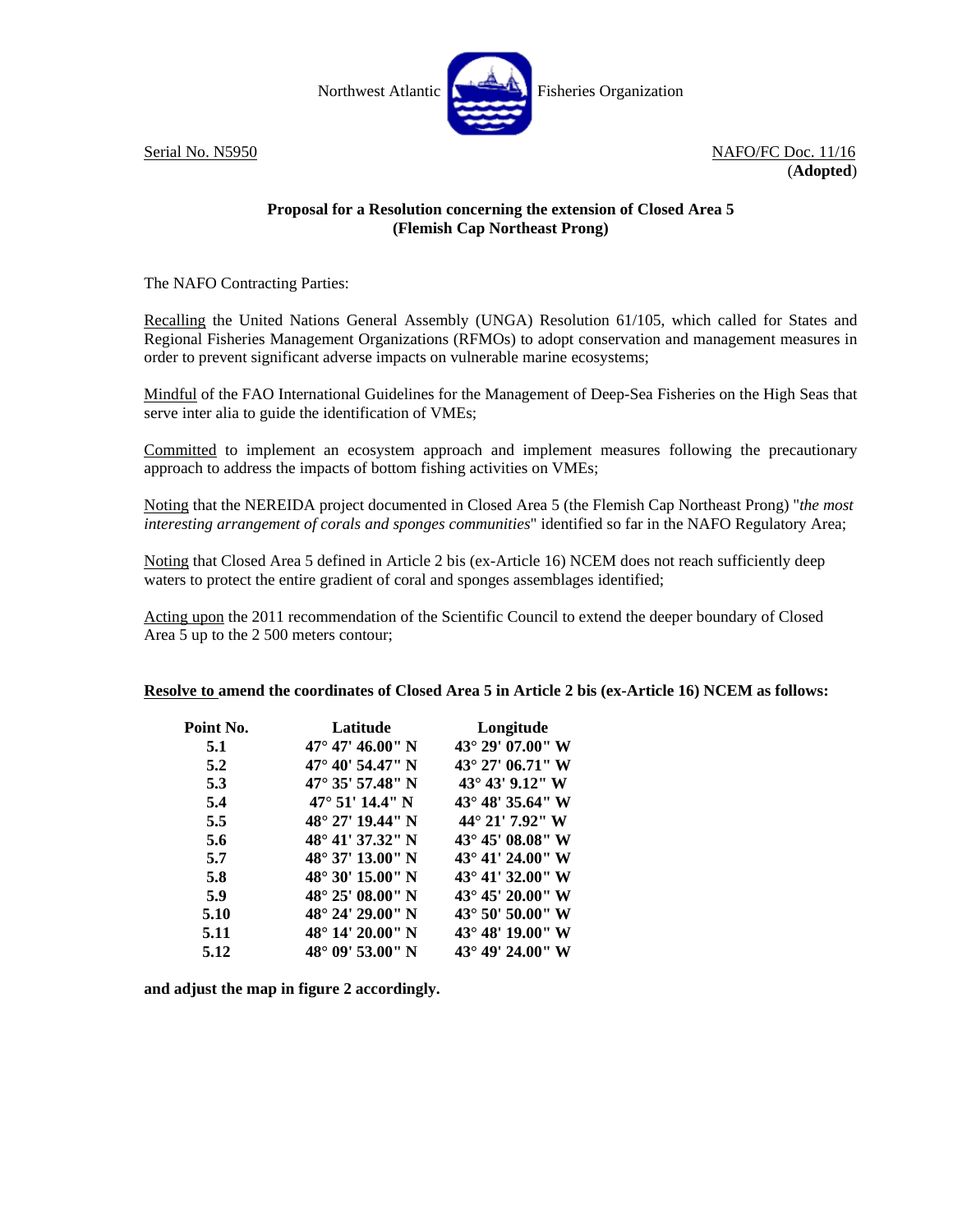Northwest Atlantic Fisheries Organization

Serial No. N5950

NAFO/FC Doc. 11/16

(**Adopted**)

**Proposal for a Resolution concerning the extension of Closed Area 5 (Flemish Cap Northeast Prong)**

The NAFO Contracting Parties:

Recalling the United Nations General Assembly (UNGA) Resolution 61/105, which called for States and Regional Fisheries Management Organizations (RFMOs) to adopt conservation and management measures in order to prevent significant adverse impacts on vulnerable marine ecosystems;

Mindful of the FAO International Guidelines for the Management of Deep-Sea Fisheries on the High Seas that serve inter alia to guide the identification of VMEs;

Committed to implement an ecosystem approach and implement measures following the precautionary approach to address the impacts of bottom fishing activities on VMEs;

Noting that the NEREIDA project documented in Closed Area 5 (the Flemish Cap Northeast Prong) "*the most interesting arrangement of corals and sponges communities*" identified so far in the NAFO Regulatory Area;

Noting that Closed Area 5 defined in Article 2 bis (ex-Article 16) NCEM does not reach sufficiently deep waters to protect the entire gradient of coral and sponges assemblages identified;

Acting upon the 2011 recommendation of the Scientific Council to extend the deeper boundary of Closed Area 5 up to the 2 500 meters contour;

**Resolve to amend the coordinates of Closed Area 5 in Article 2 bis (ex-Article 16) NCEM as follows:**

| Point No. | Latitude | Longitude |
|---|---|---|
| **5.1** | **47° 47' 46.00" N** | **43° 29' 07.00" W** |
| **5.2** | **47° 40' 54.47" N** | **43° 27' 06.71" W** |
| **5.3** | **47° 35' 57.48" N** | **43° 43' 9.12" W** |
| **5.4** | **47° 51' 14.4" N** | **43° 48' 35.64" W** |
| **5.5** | **48° 27' 19.44" N** | **44° 21' 7.92" W** |
| **5.6** | **48° 41' 37.32" N** | **43° 45' 08.08" W** |
| **5.7** | **48° 37' 13.00" N** | **43° 41' 24.00" W** |
| **5.8** | **48° 30' 15.00" N** | **43° 41' 32.00" W** |
| **5.9** | **48° 25' 08.00" N** | **43° 45' 20.00" W** |
| **5.10** | **48° 24' 29.00" N** | **43° 50' 50.00" W** |
| **5.11** | **48° 14' 20.00" N** | **43° 48' 19.00" W** |
| **5.12** | **48° 09' 53.00" N** | **43° 49' 24.00" W** |

**and adjust the map in figure 2 accordingly.**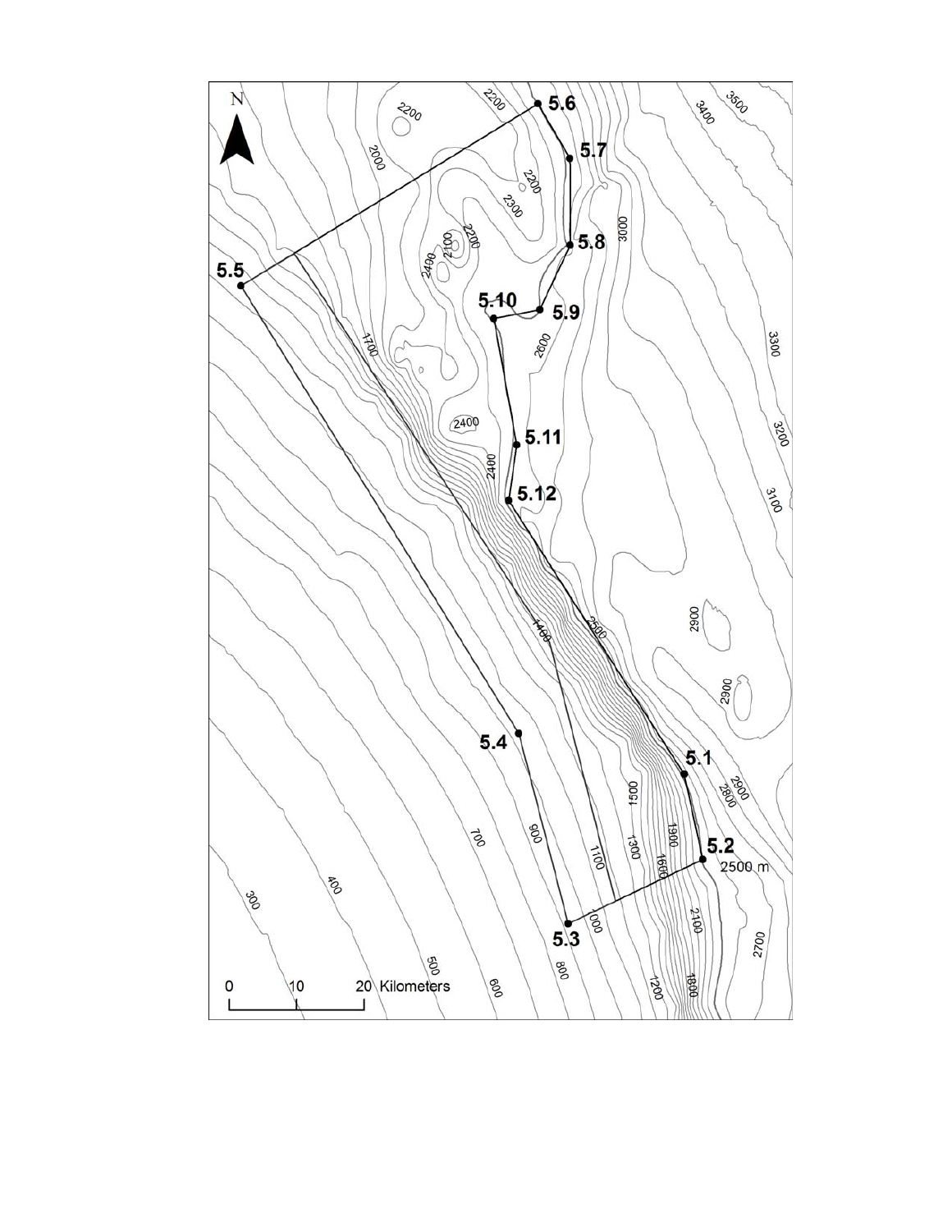N

5.6

5.7

5.8

5.5

5.10

5.9

5.11

5.12

5.4

5.1

5.2

5.3

2500 m

2200

2200

2000

2200

2300

2200

2100

2400

3400

3500

3000

3300

1700

2600

2400

2400

3200

3100

2500

1400

2900

2900

2900

2800

1500

1900

1300

1600

1100

900

700

400

300

500

600

800

1000

1200

1800

2100

2700

0 10 20 Kilometers